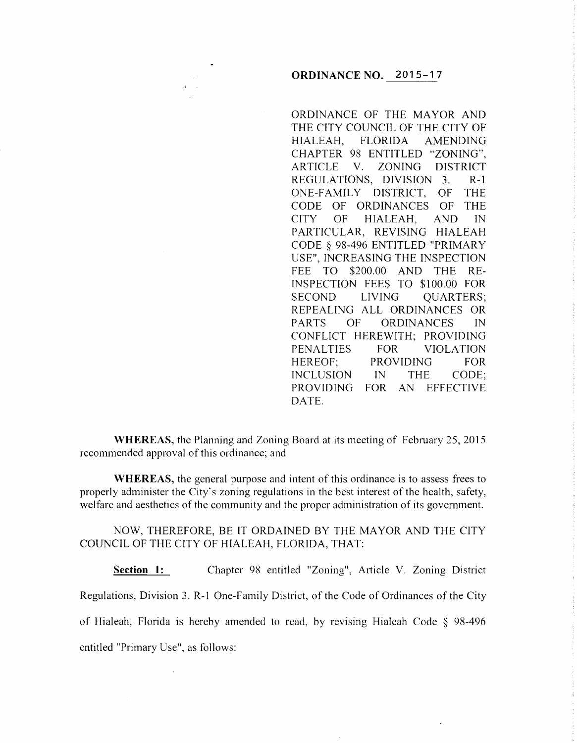**ORDINANCE NO. 2015-17**

ORDINANCE OF THE MAYOR AND THE CITY COUNCIL OF THE CITY OF HIALEAH, FLORIDA AMENDING CHAPTER 98 ENTITLED "ZONING", ARTICLE V. ZONING DISTRICT REGULATIONS, DIVISION 3. R-1 ONE-FAMILY DISTRICT, OF THE CODE OF ORDINANCES OF THE CITY OF HIALEAH, AND IN PARTICULAR, REVISING HIALEAH CODE § 98-496 ENTITLED "PRIMARY USE", INCREASING THE INSPECTION FEE TO \$200.00 AND THE RE-INSPECTION FEES TO \$100.00 FOR SECOND LIVING QUARTERS; REPEALING ALL ORDINANCES OR PARTS OF ORDINANCES IN CONFLICT HEREWITH; PROVIDING PENALTIES FOR VIOLATION HEREOF; PROVIDING FOR INCLUSION IN THE CODE; PROVIDING FOR AN EFFECTIVE DATE.

**WHEREAS,** the Planning and Zoning Board at its meeting of February 25, 2015 recommended approval of this ordinance; and

**WHEREAS,** the general purpose and intent of this ordinance is to assess frees to properly administer the City's zoning regulations in the best interest of the health, safety, welfare and aesthetics of the community and the proper administration of its government.

NOW, THEREFORE, BE IT ORDAINED BY THE MAYOR AND THE CITY COUNCIL OF THE CITY OF HIALEAH, FLORIDA, THAT:

**Section 1:** Chapter 98 entitled "Zoning", Article V. Zoning District Regulations, Division 3. R-1 One-Family District, of the Code of Ordinances of the City of Hialeah, Florida is hereby amended to read, by revising Hialeah Code § 98-496 entitled "Primary Use", as follows: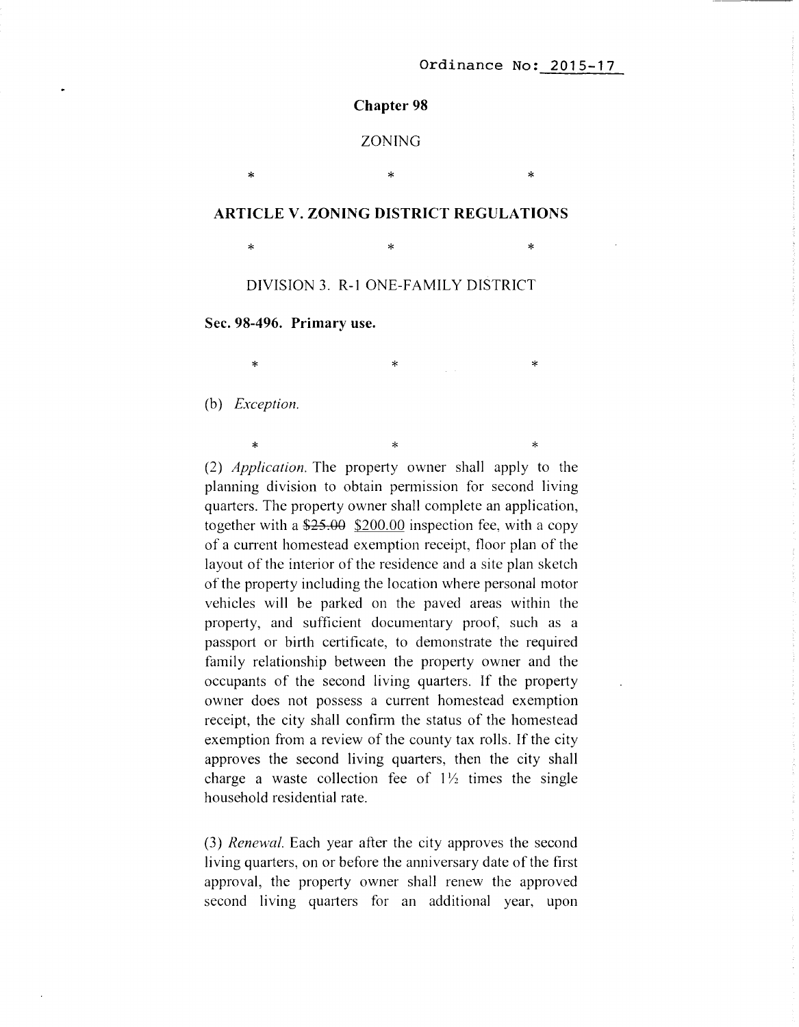Ordinance No: 2015-17

**Chapter 98**

ZONING

\*　　　　\*　　　　\*

**ARTICLE V. ZONING DISTRICT REGULATIONS**

\*　　　　\*　　　　\*

DIVISION 3. R-1 ONE-FAMILY DISTRICT

**Sec. 98-496. Primary use.**

\*　　　　\*　　　　\*

(b) *Exception.*

\*　　　　\*　　　　\*

(2) *Application.* The property owner shall apply to the planning division to obtain permission for second living quarters. The property owner shall complete an application, together with a ~~$25.00~~ <u>$200.00</u> inspection fee, with a copy of a current homestead exemption receipt, floor plan of the layout of the interior of the residence and a site plan sketch of the property including the location where personal motor vehicles will be parked on the paved areas within the property, and sufficient documentary proof, such as a passport or birth certificate, to demonstrate the required family relationship between the property owner and the occupants of the second living quarters. If the property owner does not possess a current homestead exemption receipt, the city shall confirm the status of the homestead exemption from a review of the county tax rolls. If the city approves the second living quarters, then the city shall charge a waste collection fee of 1½ times the single household residential rate.

(3) *Renewal.* Each year after the city approves the second living quarters, on or before the anniversary date of the first approval, the property owner shall renew the approved second living quarters for an additional year, upon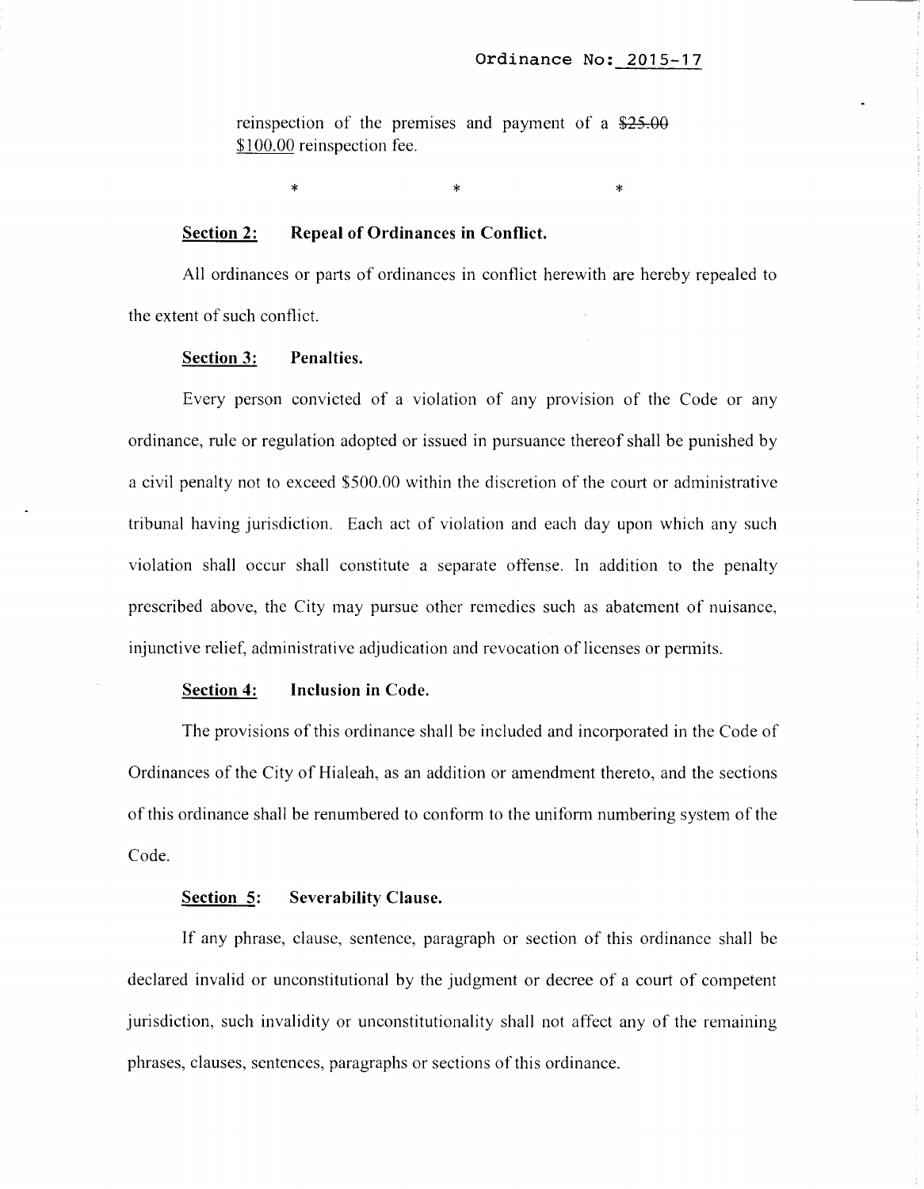Ordinance No: 2015-17

reinspection of the premises and payment of a ~~$25.00~~ <u>$100.00</u> reinspection fee.

\* \* \*

**<u>Section 2:</u> Repeal of Ordinances in Conflict.**

All ordinances or parts of ordinances in conflict herewith are hereby repealed to the extent of such conflict.

**<u>Section 3:</u> Penalties.**

Every person convicted of a violation of any provision of the Code or any ordinance, rule or regulation adopted or issued in pursuance thereof shall be punished by a civil penalty not to exceed $500.00 within the discretion of the court or administrative tribunal having jurisdiction. Each act of violation and each day upon which any such violation shall occur shall constitute a separate offense. In addition to the penalty prescribed above, the City may pursue other remedies such as abatement of nuisance, injunctive relief, administrative adjudication and revocation of licenses or permits.

**<u>Section 4:</u> Inclusion in Code.**

The provisions of this ordinance shall be included and incorporated in the Code of Ordinances of the City of Hialeah, as an addition or amendment thereto, and the sections of this ordinance shall be renumbered to conform to the uniform numbering system of the Code.

**<u>Section 5:</u> Severability Clause.**

If any phrase, clause, sentence, paragraph or section of this ordinance shall be declared invalid or unconstitutional by the judgment or decree of a court of competent jurisdiction, such invalidity or unconstitutionality shall not affect any of the remaining phrases, clauses, sentences, paragraphs or sections of this ordinance.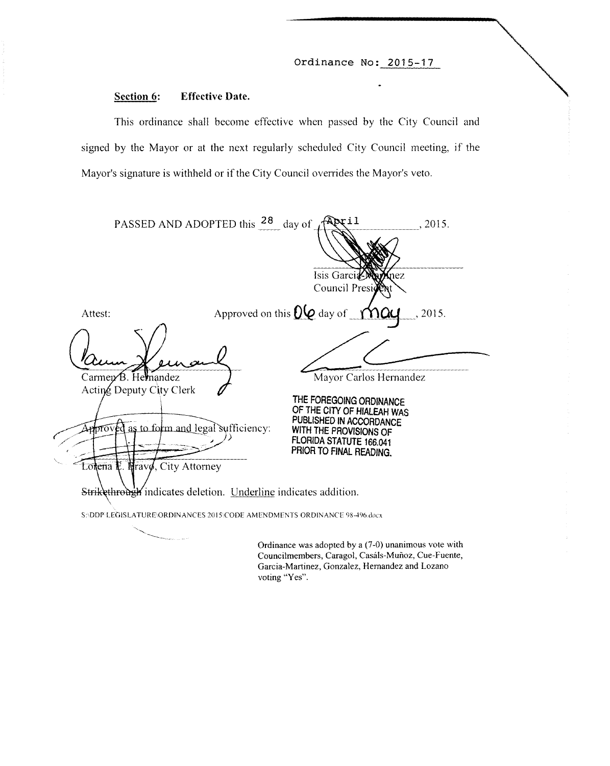Ordinance No: 2015-17

**Section 6: Effective Date.**

This ordinance shall become effective when passed by the City Council and signed by the Mayor or at the next regularly scheduled City Council meeting, if the Mayor's signature is withheld or if the City Council overrides the Mayor's veto.

PASSED AND ADOPTED this 28 day of April, 2015.

Isis Garcia-Martinez
Council President

Attest:

Approved on this 06 day of May, 2015.

Carmen B. Hernandez
Acting Deputy City Clerk

Mayor Carlos Hernandez

Approved as to form and legal sufficiency:

Lorena E. Bravo, City Attorney

THE FOREGOING ORDINANCE OF THE CITY OF HIALEAH WAS PUBLISHED IN ACCORDANCE WITH THE PROVISIONS OF FLORIDA STATUTE 166.041 PRIOR TO FINAL READING.

~~Strikethrough~~ indicates deletion. <u>Underline</u> indicates addition.

S:\DDP\LEGISLATURE\ORDINANCES 2015\CODE AMENDMENTS ORDINANCE 98-496.docx

Ordinance was adopted by a (7-0) unanimous vote with Councilmembers, Caragol, Casáls-Muñoz, Cue-Fuente, Garcia-Martinez, Gonzalez, Hernandez and Lozano voting "Yes".